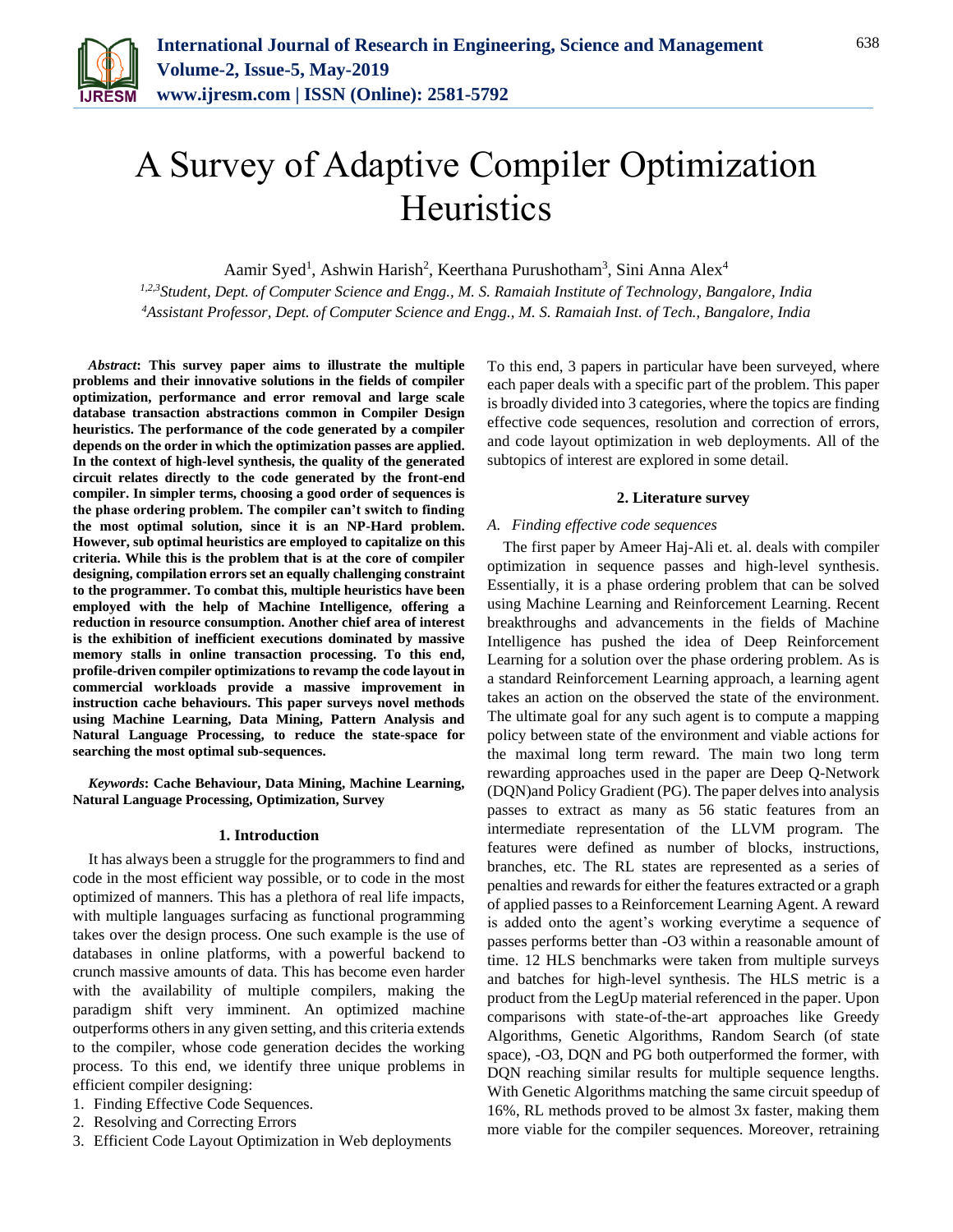# A Survey of Adaptive Compiler Optimization Heuristics

Aamir Syed[1], Ashwin Harish[2], Keerthana Purushotham[3], Sini Anna Alex[4]

[1,2,3]*Student, Dept. of Computer Science and Engg., M. S. Ramaiah Institute of Technology, Bangalore, India*
[4]*Assistant Professor, Dept. of Computer Science and Engg., M. S. Ramaiah Inst. of Tech., Bangalore, India*

***Abstract*: This survey paper aims to illustrate the multiple problems and their innovative solutions in the fields of compiler optimization, performance and error removal and large scale database transaction abstractions common in Compiler Design heuristics. The performance of the code generated by a compiler depends on the order in which the optimization passes are applied. In the context of high-level synthesis, the quality of the generated circuit relates directly to the code generated by the front-end compiler. In simpler terms, choosing a good order of sequences is the phase ordering problem. The compiler can't switch to finding the most optimal solution, since it is an NP-Hard problem. However, sub optimal heuristics are employed to capitalize on this criteria. While this is the problem that is at the core of compiler designing, compilation errors set an equally challenging constraint to the programmer. To combat this, multiple heuristics have been employed with the help of Machine Intelligence, offering a reduction in resource consumption. Another chief area of interest is the exhibition of inefficient executions dominated by massive memory stalls in online transaction processing. To this end, profile-driven compiler optimizations to revamp the code layout in commercial workloads provide a massive improvement in instruction cache behaviours. This paper surveys novel methods using Machine Learning, Data Mining, Pattern Analysis and Natural Language Processing, to reduce the state-space for searching the most optimal sub-sequences.**

***Keywords*: Cache Behaviour, Data Mining, Machine Learning, Natural Language Processing, Optimization, Survey**

## 1. Introduction

It has always been a struggle for the programmers to find and code in the most efficient way possible, or to code in the most optimized of manners. This has a plethora of real life impacts, with multiple languages surfacing as functional programming takes over the design process. One such example is the use of databases in online platforms, with a powerful backend to crunch massive amounts of data. This has become even harder with the availability of multiple compilers, making the paradigm shift very imminent. An optimized machine outperforms others in any given setting, and this criteria extends to the compiler, whose code generation decides the working process. To this end, we identify three unique problems in efficient compiler designing:

1. Finding Effective Code Sequences.
2. Resolving and Correcting Errors
3. Efficient Code Layout Optimization in Web deployments

To this end, 3 papers in particular have been surveyed, where each paper deals with a specific part of the problem. This paper is broadly divided into 3 categories, where the topics are finding effective code sequences, resolution and correction of errors, and code layout optimization in web deployments. All of the subtopics of interest are explored in some detail.

## 2. Literature survey

### *A. Finding effective code sequences*

The first paper by Ameer Haj-Ali et. al. deals with compiler optimization in sequence passes and high-level synthesis. Essentially, it is a phase ordering problem that can be solved using Machine Learning and Reinforcement Learning. Recent breakthroughs and advancements in the fields of Machine Intelligence has pushed the idea of Deep Reinforcement Learning for a solution over the phase ordering problem. As is a standard Reinforcement Learning approach, a learning agent takes an action on the observed the state of the environment. The ultimate goal for any such agent is to compute a mapping policy between state of the environment and viable actions for the maximal long term reward. The main two long term rewarding approaches used in the paper are Deep Q-Network (DQN)and Policy Gradient (PG). The paper delves into analysis passes to extract as many as 56 static features from an intermediate representation of the LLVM program. The features were defined as number of blocks, instructions, branches, etc. The RL states are represented as a series of penalties and rewards for either the features extracted or a graph of applied passes to a Reinforcement Learning Agent. A reward is added onto the agent's working everytime a sequence of passes performs better than -O3 within a reasonable amount of time. 12 HLS benchmarks were taken from multiple surveys and batches for high-level synthesis. The HLS metric is a product from the LegUp material referenced in the paper. Upon comparisons with state-of-the-art approaches like Greedy Algorithms, Genetic Algorithms, Random Search (of state space), -O3, DQN and PG both outperformed the former, with DQN reaching similar results for multiple sequence lengths. With Genetic Algorithms matching the same circuit speedup of 16%, RL methods proved to be almost 3x faster, making them more viable for the compiler sequences. Moreover, retraining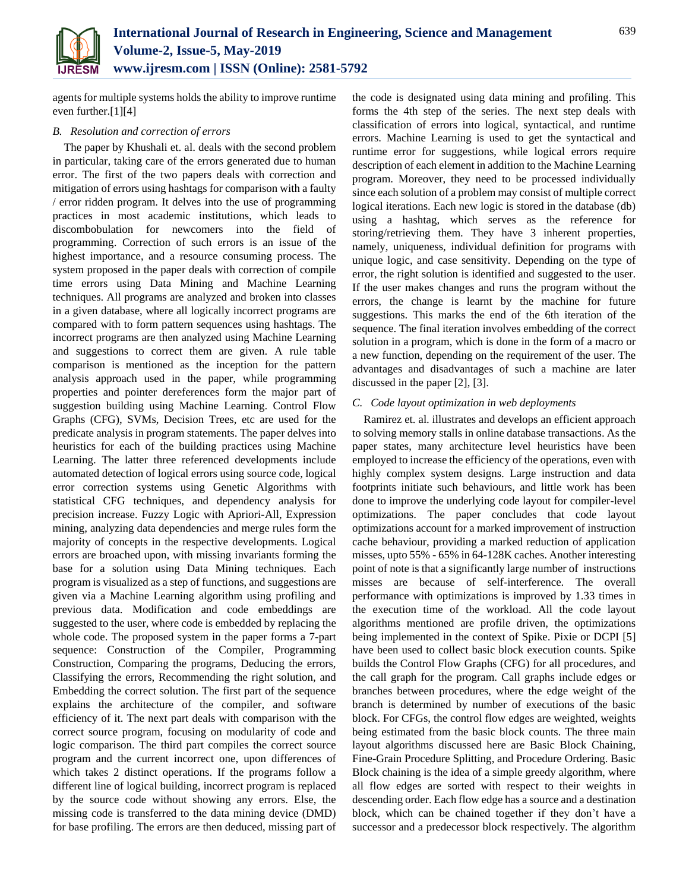agents for multiple systems holds the ability to improve runtime even further.[1][4]

### *B. Resolution and correction of errors*

The paper by Khushali et. al. deals with the second problem in particular, taking care of the errors generated due to human error. The first of the two papers deals with correction and mitigation of errors using hashtags for comparison with a faulty / error ridden program. It delves into the use of programming practices in most academic institutions, which leads to discombobulation for newcomers into the field of programming. Correction of such errors is an issue of the highest importance, and a resource consuming process. The system proposed in the paper deals with correction of compile time errors using Data Mining and Machine Learning techniques. All programs are analyzed and broken into classes in a given database, where all logically incorrect programs are compared with to form pattern sequences using hashtags. The incorrect programs are then analyzed using Machine Learning and suggestions to correct them are given. A rule table comparison is mentioned as the inception for the pattern analysis approach used in the paper, while programming properties and pointer dereferences form the major part of suggestion building using Machine Learning. Control Flow Graphs (CFG), SVMs, Decision Trees, etc are used for the predicate analysis in program statements. The paper delves into heuristics for each of the building practices using Machine Learning. The latter three referenced developments include automated detection of logical errors using source code, logical error correction systems using Genetic Algorithms with statistical CFG techniques, and dependency analysis for precision increase. Fuzzy Logic with Apriori-All, Expression mining, analyzing data dependencies and merge rules form the majority of concepts in the respective developments. Logical errors are broached upon, with missing invariants forming the base for a solution using Data Mining techniques. Each program is visualized as a step of functions, and suggestions are given via a Machine Learning algorithm using profiling and previous data. Modification and code embeddings are suggested to the user, where code is embedded by replacing the whole code. The proposed system in the paper forms a 7-part sequence: Construction of the Compiler, Programming Construction, Comparing the programs, Deducing the errors, Classifying the errors, Recommending the right solution, and Embedding the correct solution. The first part of the sequence explains the architecture of the compiler, and software efficiency of it. The next part deals with comparison with the correct source program, focusing on modularity of code and logic comparison. The third part compiles the correct source program and the current incorrect one, upon differences of which takes 2 distinct operations. If the programs follow a different line of logical building, incorrect program is replaced by the source code without showing any errors. Else, the missing code is transferred to the data mining device (DMD) for base profiling. The errors are then deduced, missing part of the code is designated using data mining and profiling. This forms the 4th step of the series. The next step deals with classification of errors into logical, syntactical, and runtime errors. Machine Learning is used to get the syntactical and runtime error for suggestions, while logical errors require description of each element in addition to the Machine Learning program. Moreover, they need to be processed individually since each solution of a problem may consist of multiple correct logical iterations. Each new logic is stored in the database (db) using a hashtag, which serves as the reference for storing/retrieving them. They have 3 inherent properties, namely, uniqueness, individual definition for programs with unique logic, and case sensitivity. Depending on the type of error, the right solution is identified and suggested to the user. If the user makes changes and runs the program without the errors, the change is learnt by the machine for future suggestions. This marks the end of the 6th iteration of the sequence. The final iteration involves embedding of the correct solution in a program, which is done in the form of a macro or a new function, depending on the requirement of the user. The advantages and disadvantages of such a machine are later discussed in the paper [2], [3].

### *C. Code layout optimization in web deployments*

Ramirez et. al. illustrates and develops an efficient approach to solving memory stalls in online database transactions. As the paper states, many architecture level heuristics have been employed to increase the efficiency of the operations, even with highly complex system designs. Large instruction and data footprints initiate such behaviours, and little work has been done to improve the underlying code layout for compiler-level optimizations. The paper concludes that code layout optimizations account for a marked improvement of instruction cache behaviour, providing a marked reduction of application misses, upto 55% - 65% in 64-128K caches. Another interesting point of note is that a significantly large number of instructions misses are because of self-interference. The overall performance with optimizations is improved by 1.33 times in the execution time of the workload. All the code layout algorithms mentioned are profile driven, the optimizations being implemented in the context of Spike. Pixie or DCPI [5] have been used to collect basic block execution counts. Spike builds the Control Flow Graphs (CFG) for all procedures, and the call graph for the program. Call graphs include edges or branches between procedures, where the edge weight of the branch is determined by number of executions of the basic block. For CFGs, the control flow edges are weighted, weights being estimated from the basic block counts. The three main layout algorithms discussed here are Basic Block Chaining, Fine-Grain Procedure Splitting, and Procedure Ordering. Basic Block chaining is the idea of a simple greedy algorithm, where all flow edges are sorted with respect to their weights in descending order. Each flow edge has a source and a destination block, which can be chained together if they don't have a successor and a predecessor block respectively. The algorithm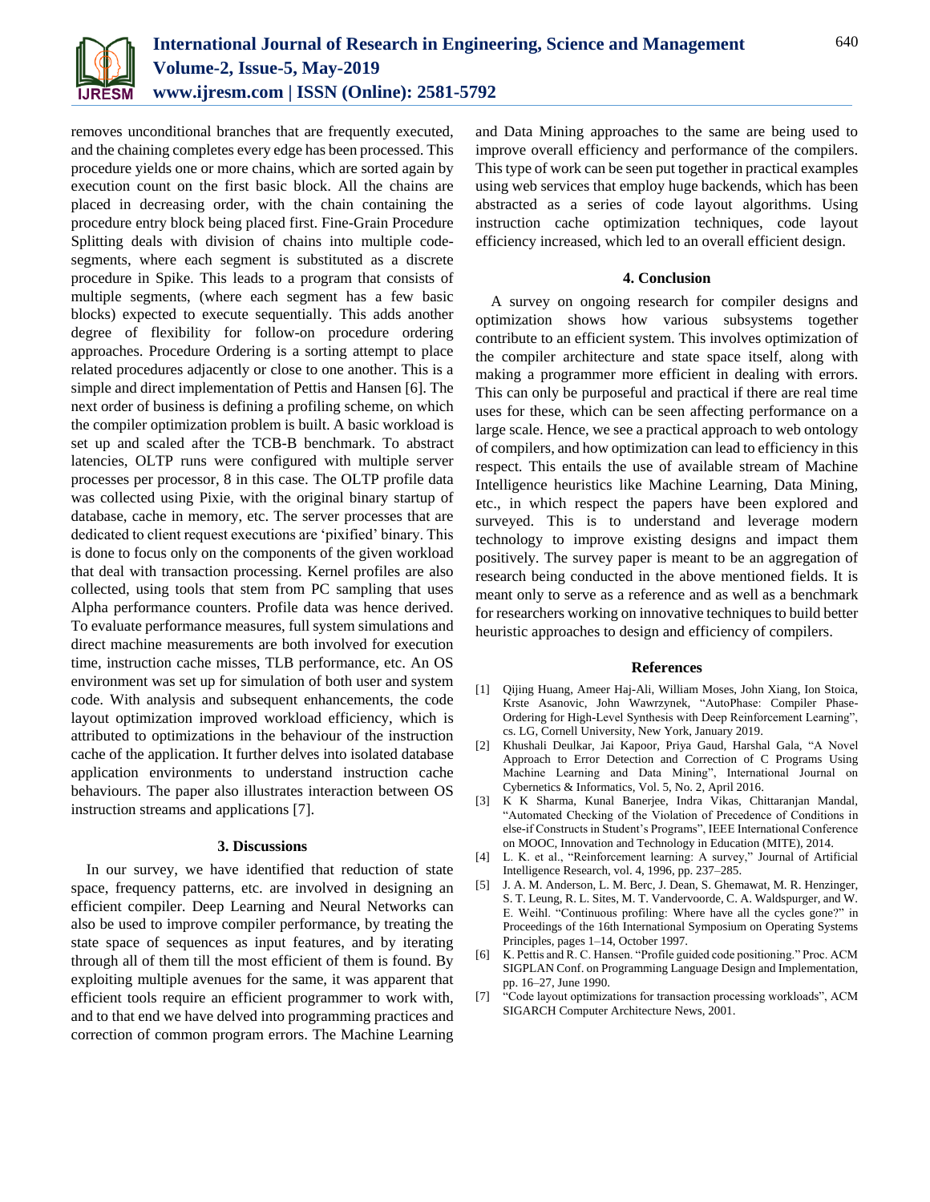removes unconditional branches that are frequently executed, and the chaining completes every edge has been processed. This procedure yields one or more chains, which are sorted again by execution count on the first basic block. All the chains are placed in decreasing order, with the chain containing the procedure entry block being placed first. Fine-Grain Procedure Splitting deals with division of chains into multiple code-segments, where each segment is substituted as a discrete procedure in Spike. This leads to a program that consists of multiple segments, (where each segment has a few basic blocks) expected to execute sequentially. This adds another degree of flexibility for follow-on procedure ordering approaches. Procedure Ordering is a sorting attempt to place related procedures adjacently or close to one another. This is a simple and direct implementation of Pettis and Hansen [6]. The next order of business is defining a profiling scheme, on which the compiler optimization problem is built. A basic workload is set up and scaled after the TCB-B benchmark. To abstract latencies, OLTP runs were configured with multiple server processes per processor, 8 in this case. The OLTP profile data was collected using Pixie, with the original binary startup of database, cache in memory, etc. The server processes that are dedicated to client request executions are 'pixified' binary. This is done to focus only on the components of the given workload that deal with transaction processing. Kernel profiles are also collected, using tools that stem from PC sampling that uses Alpha performance counters. Profile data was hence derived. To evaluate performance measures, full system simulations and direct machine measurements are both involved for execution time, instruction cache misses, TLB performance, etc. An OS environment was set up for simulation of both user and system code. With analysis and subsequent enhancements, the code layout optimization improved workload efficiency, which is attributed to optimizations in the behaviour of the instruction cache of the application. It further delves into isolated database application environments to understand instruction cache behaviours. The paper also illustrates interaction between OS instruction streams and applications [7].

## 3. Discussions

In our survey, we have identified that reduction of state space, frequency patterns, etc. are involved in designing an efficient compiler. Deep Learning and Neural Networks can also be used to improve compiler performance, by treating the state space of sequences as input features, and by iterating through all of them till the most efficient of them is found. By exploiting multiple avenues for the same, it was apparent that efficient tools require an efficient programmer to work with, and to that end we have delved into programming practices and correction of common program errors. The Machine Learning and Data Mining approaches to the same are being used to improve overall efficiency and performance of the compilers. This type of work can be seen put together in practical examples using web services that employ huge backends, which has been abstracted as a series of code layout algorithms. Using instruction cache optimization techniques, code layout efficiency increased, which led to an overall efficient design.

## 4. Conclusion

A survey on ongoing research for compiler designs and optimization shows how various subsystems together contribute to an efficient system. This involves optimization of the compiler architecture and state space itself, along with making a programmer more efficient in dealing with errors. This can only be purposeful and practical if there are real time uses for these, which can be seen affecting performance on a large scale. Hence, we see a practical approach to web ontology of compilers, and how optimization can lead to efficiency in this respect. This entails the use of available stream of Machine Intelligence heuristics like Machine Learning, Data Mining, etc., in which respect the papers have been explored and surveyed. This is to understand and leverage modern technology to improve existing designs and impact them positively. The survey paper is meant to be an aggregation of research being conducted in the above mentioned fields. It is meant only to serve as a reference and as well as a benchmark for researchers working on innovative techniques to build better heuristic approaches to design and efficiency of compilers.

## References

[1] Qijing Huang, Ameer Haj-Ali, William Moses, John Xiang, Ion Stoica, Krste Asanovic, John Wawrzynek, "AutoPhase: Compiler Phase-Ordering for High-Level Synthesis with Deep Reinforcement Learning", cs. LG, Cornell University, New York, January 2019.

[2] Khushali Deulkar, Jai Kapoor, Priya Gaud, Harshal Gala, "A Novel Approach to Error Detection and Correction of C Programs Using Machine Learning and Data Mining", International Journal on Cybernetics & Informatics, Vol. 5, No. 2, April 2016.

[3] K K Sharma, Kunal Banerjee, Indra Vikas, Chittaranjan Mandal, "Automated Checking of the Violation of Precedence of Conditions in else-if Constructs in Student's Programs", IEEE International Conference on MOOC, Innovation and Technology in Education (MITE), 2014.

[4] L. K. et al., "Reinforcement learning: A survey," Journal of Artificial Intelligence Research, vol. 4, 1996, pp. 237–285.

[5] J. A. M. Anderson, L. M. Berc, J. Dean, S. Ghemawat, M. R. Henzinger, S. T. Leung, R. L. Sites, M. T. Vandervoorde, C. A. Waldspurger, and W. E. Weihl. "Continuous profiling: Where have all the cycles gone?" in Proceedings of the 16th International Symposium on Operating Systems Principles, pages 1–14, October 1997.

[6] K. Pettis and R. C. Hansen. "Profile guided code positioning." Proc. ACM SIGPLAN Conf. on Programming Language Design and Implementation, pp. 16–27, June 1990.

[7] "Code layout optimizations for transaction processing workloads", ACM SIGARCH Computer Architecture News, 2001.